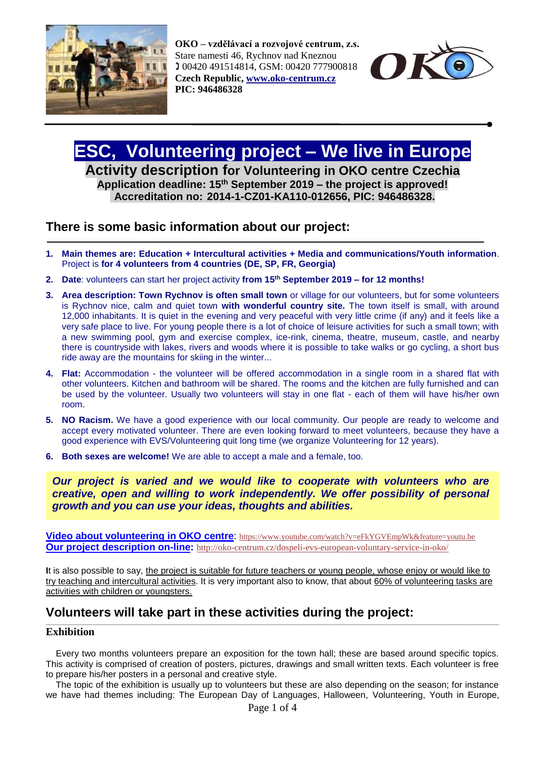**OKO – vzdělávací a rozvojové centrum, z.s.**
Stare namesti 46, Rychnov nad Kneznou
☎ 00420 491514814, GSM: 00420 777900818
**Czech Republic, [www.oko-centrum.cz](http://www.oko-centrum.cz)**
**PIC: 946486328**

# ESC, Volunteering project – We live in Europe

## Activity description for Volunteering in OKO centre Czechia

**Application deadline: 15th September 2019 – the project is approved!**
**Accreditation no: 2014-1-CZ01-KA110-012656, PIC: 946486328.**

## There is some basic information about our project:

1. **Main themes are: Education + Intercultural activities + Media and communications/Youth information**. Project is **for 4 volunteers from 4 countries (DE, SP, FR, Georgia)**
2. **Date**: volunteers can start her project activity **from 15th September 2019 – for 12 months!**
3. **Area description: Town Rychnov is often small town** or village for our volunteers, but for some volunteers is Rychnov nice, calm and quiet town **with wonderful country site.** The town itself is small, with around 12,000 inhabitants. It is quiet in the evening and very peaceful with very little crime (if any) and it feels like a very safe place to live. For young people there is a lot of choice of leisure activities for such a small town; with a new swimming pool, gym and exercise complex, ice-rink, cinema, theatre, museum, castle, and nearby there is countryside with lakes, rivers and woods where it is possible to take walks or go cycling, a short bus ride away are the mountains for skiing in the winter...
4. **Flat:** Accommodation - the volunteer will be offered accommodation in a single room in a shared flat with other volunteers. Kitchen and bathroom will be shared. The rooms and the kitchen are fully furnished and can be used by the volunteer. Usually two volunteers will stay in one flat - each of them will have his/her own room.
5. **NO Racism.** We have a good experience with our local community. Our people are ready to welcome and accept every motivated volunteer. There are even looking forward to meet volunteers, because they have a good experience with EVS/Volunteering quit long time (we organize Volunteering for 12 years).
6. **Both sexes are welcome!** We are able to accept a male and a female, too.

***Our project is varied and we would like to cooperate with volunteers who are creative, open and willing to work independently. We offer possibility of personal growth and you can use your ideas, thoughts and abilities.***

**Video about volunteering in OKO centre**: https://www.youtube.com/watch?v=eFkYGVEmpWk&feature=youtu.be
**Our project description on-line:** http://oko-centrum.cz/dospeli-evs-european-voluntary-service-in-oko/

It is also possible to say, the project is suitable for future teachers or young people, whose enjoy or would like to try teaching and intercultural activities. It is very important also to know, that about 60% of volunteering tasks are activities with children or youngsters.

## Volunteers will take part in these activities during the project:

### Exhibition

Every two months volunteers prepare an exposition for the town hall; these are based around specific topics. This activity is comprised of creation of posters, pictures, drawings and small written texts. Each volunteer is free to prepare his/her posters in a personal and creative style.

The topic of the exhibition is usually up to volunteers but these are also depending on the season; for instance we have had themes including: The European Day of Languages, Halloween, Volunteering, Youth in Europe,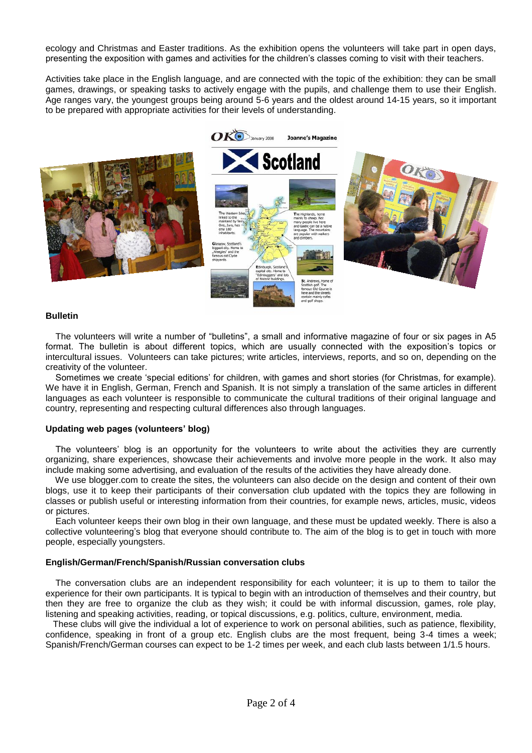ecology and Christmas and Easter traditions. As the exhibition opens the volunteers will take part in open days, presenting the exposition with games and activities for the children's classes coming to visit with their teachers.

Activities take place in the English language, and are connected with the topic of the exhibition: they can be small games, drawings, or speaking tasks to actively engage with the pupils, and challenge them to use their English. Age ranges vary, the youngest groups being around 5-6 years and the oldest around 14-15 years, so it important to be prepared with appropriate activities for their levels of understanding.

**Bulletin**

The volunteers will write a number of "bulletins", a small and informative magazine of four or six pages in A5 format. The bulletin is about different topics, which are usually connected with the exposition's topics or intercultural issues. Volunteers can take pictures; write articles, interviews, reports, and so on, depending on the creativity of the volunteer.

Sometimes we create 'special editions' for children, with games and short stories (for Christmas, for example). We have it in English, German, French and Spanish. It is not simply a translation of the same articles in different languages as each volunteer is responsible to communicate the cultural traditions of their original language and country, representing and respecting cultural differences also through languages.

**Updating web pages (volunteers' blog)**

The volunteers' blog is an opportunity for the volunteers to write about the activities they are currently organizing, share experiences, showcase their achievements and involve more people in the work. It also may include making some advertising, and evaluation of the results of the activities they have already done.

We use blogger.com to create the sites, the volunteers can also decide on the design and content of their own blogs, use it to keep their participants of their conversation club updated with the topics they are following in classes or publish useful or interesting information from their countries, for example news, articles, music, videos or pictures.

Each volunteer keeps their own blog in their own language, and these must be updated weekly. There is also a collective volunteering's blog that everyone should contribute to. The aim of the blog is to get in touch with more people, especially youngsters.

**English/German/French/Spanish/Russian conversation clubs**

The conversation clubs are an independent responsibility for each volunteer; it is up to them to tailor the experience for their own participants. It is typical to begin with an introduction of themselves and their country, but then they are free to organize the club as they wish; it could be with informal discussion, games, role play, listening and speaking activities, reading, or topical discussions, e.g. politics, culture, environment, media.

These clubs will give the individual a lot of experience to work on personal abilities, such as patience, flexibility, confidence, speaking in front of a group etc. English clubs are the most frequent, being 3-4 times a week; Spanish/French/German courses can expect to be 1-2 times per week, and each club lasts between 1/1.5 hours.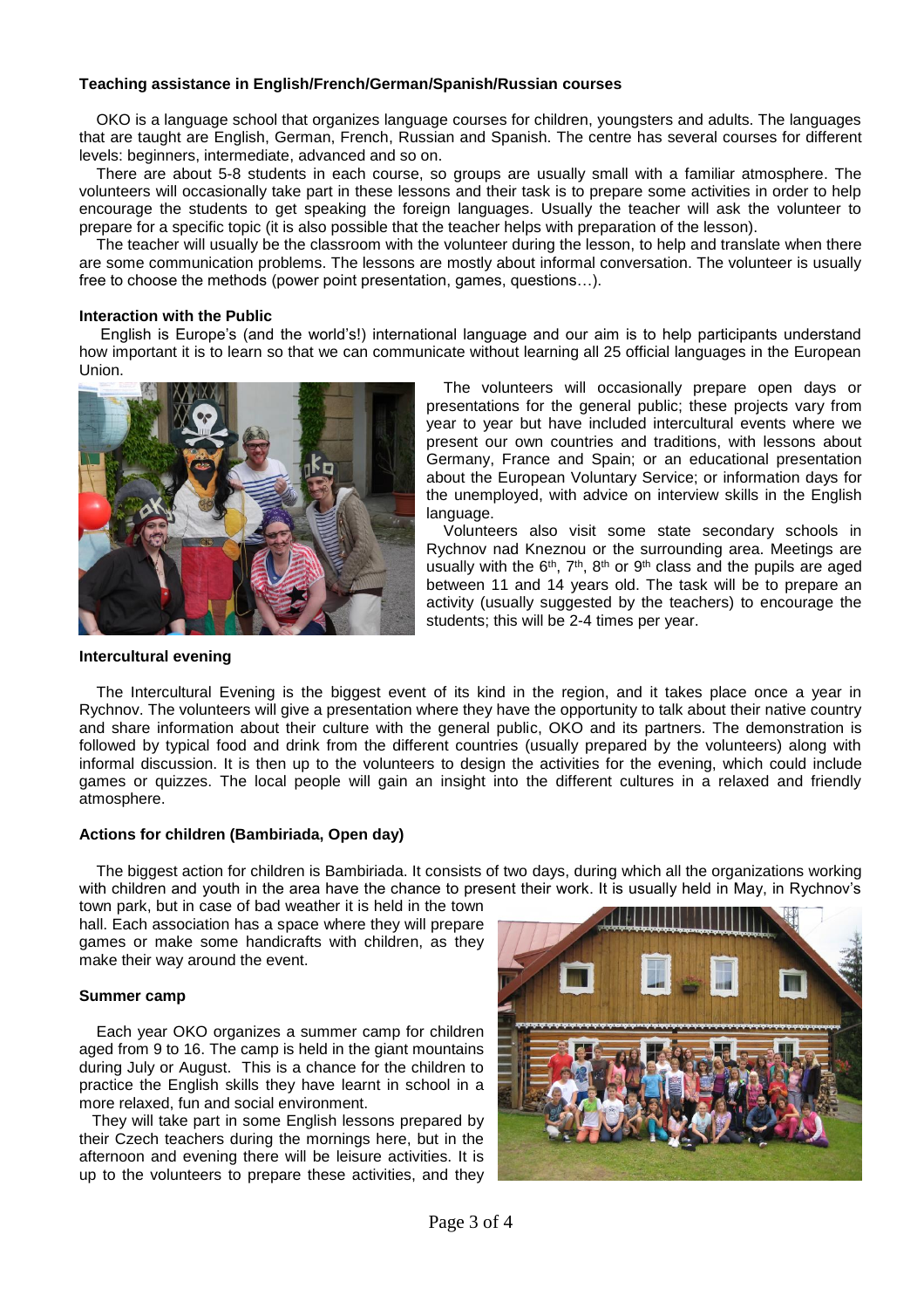**Teaching assistance in English/French/German/Spanish/Russian courses**

OKO is a language school that organizes language courses for children, youngsters and adults. The languages that are taught are English, German, French, Russian and Spanish. The centre has several courses for different levels: beginners, intermediate, advanced and so on.

There are about 5-8 students in each course, so groups are usually small with a familiar atmosphere. The volunteers will occasionally take part in these lessons and their task is to prepare some activities in order to help encourage the students to get speaking the foreign languages. Usually the teacher will ask the volunteer to prepare for a specific topic (it is also possible that the teacher helps with preparation of the lesson).

The teacher will usually be the classroom with the volunteer during the lesson, to help and translate when there are some communication problems. The lessons are mostly about informal conversation. The volunteer is usually free to choose the methods (power point presentation, games, questions…).

**Interaction with the Public**

English is Europe's (and the world's!) international language and our aim is to help participants understand how important it is to learn so that we can communicate without learning all 25 official languages in the European Union.

The volunteers will occasionally prepare open days or presentations for the general public; these projects vary from year to year but have included intercultural events where we present our own countries and traditions, with lessons about Germany, France and Spain; or an educational presentation about the European Voluntary Service; or information days for the unemployed, with advice on interview skills in the English language.

Volunteers also visit some state secondary schools in Rychnov nad Kneznou or the surrounding area. Meetings are usually with the 6th, 7th, 8th or 9th class and the pupils are aged between 11 and 14 years old. The task will be to prepare an activity (usually suggested by the teachers) to encourage the students; this will be 2-4 times per year.

**Intercultural evening**

The Intercultural Evening is the biggest event of its kind in the region, and it takes place once a year in Rychnov. The volunteers will give a presentation where they have the opportunity to talk about their native country and share information about their culture with the general public, OKO and its partners. The demonstration is followed by typical food and drink from the different countries (usually prepared by the volunteers) along with informal discussion. It is then up to the volunteers to design the activities for the evening, which could include games or quizzes. The local people will gain an insight into the different cultures in a relaxed and friendly atmosphere.

**Actions for children (Bambiriada, Open day)**

The biggest action for children is Bambiriada. It consists of two days, during which all the organizations working with children and youth in the area have the chance to present their work. It is usually held in May, in Rychnov's town park, but in case of bad weather it is held in the town hall. Each association has a space where they will prepare games or make some handicrafts with children, as they make their way around the event.

**Summer camp**

Each year OKO organizes a summer camp for children aged from 9 to 16. The camp is held in the giant mountains during July or August. This is a chance for the children to practice the English skills they have learnt in school in a more relaxed, fun and social environment.

They will take part in some English lessons prepared by their Czech teachers during the mornings here, but in the afternoon and evening there will be leisure activities. It is up to the volunteers to prepare these activities, and they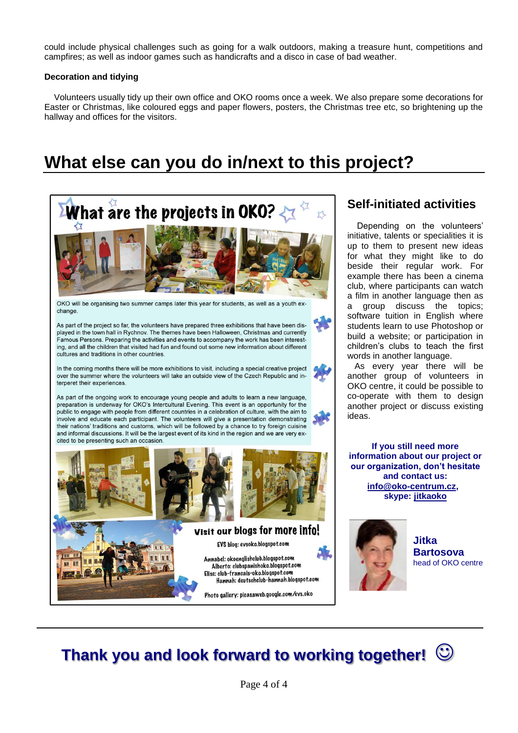could include physical challenges such as going for a walk outdoors, making a treasure hunt, competitions and campfires; as well as indoor games such as handicrafts and a disco in case of bad weather.

**Decoration and tidying**

Volunteers usually tidy up their own office and OKO rooms once a week. We also prepare some decorations for Easter or Christmas, like coloured eggs and paper flowers, posters, the Christmas tree etc, so brightening up the hallway and offices for the visitors.

# What else can you do in/next to this project?

## What are the projects in OKO?

OKO will be organising two summer camps later this year for students, as well as a youth exchange.

As part of the project so far, the volunteers have prepared three exhibitions that have been displayed in the town hall in Rychnov. The themes have been Halloween, Christmas and currently Famous Persons. Preparing the activities and events to accompany the work has been interesting, and all the children that visited had fun and found out some new information about different cultures and traditions in other countries.

In the coming months there will be more exhibitions to visit, including a special creative project over the summer where the volunteers will take an outside view of the Czech Republic and interperet their experiences.

As part of the ongoing work to encourage young people and adults to learn a new language, preparation is underway for OKO's Intercultural Evening. This event is an opportunity for the public to engage with people from different countries in a celebration of culture, with the aim to involve and educate each participant. The volunteers will give a presentation demonstrating their nations' traditions and customs, which will be followed by a chance to try foreign cuisine and informal discussions. It will be the largest event of its kind in the region and we are very excited to be presenting such an occasion.

**Visit our blogs for more info!**

EVS blog: evsoko.blogspot.com

Annabel: okoenglishclub.blogspot.com
Alberto: clubspanishoko.blogspot.com
Elise: club-francais-oko.blogspot.com
Hannah: deutschclub-hannah.blogspot.com

Photo gallery: picasaweb.google.com/evs.oko

## Self-initiated activities

Depending on the volunteers' initiative, talents or specialities it is up to them to present new ideas for what they might like to do beside their regular work. For example there has been a cinema club, where participants can watch a film in another language then as a group discuss the topics; software tuition in English where students learn to use Photoshop or build a website; or participation in children's clubs to teach the first words in another language.

As every year there will be another group of volunteers in OKO centre, it could be possible to co-operate with them to design another project or discuss existing ideas.

**If you still need more information about our project or our organization, don't hesitate and contact us: info@oko-centrum.cz, skype: jitkaoko**

**Jitka Bartosova**
head of OKO centre

## Thank you and look forward to working together! ☺